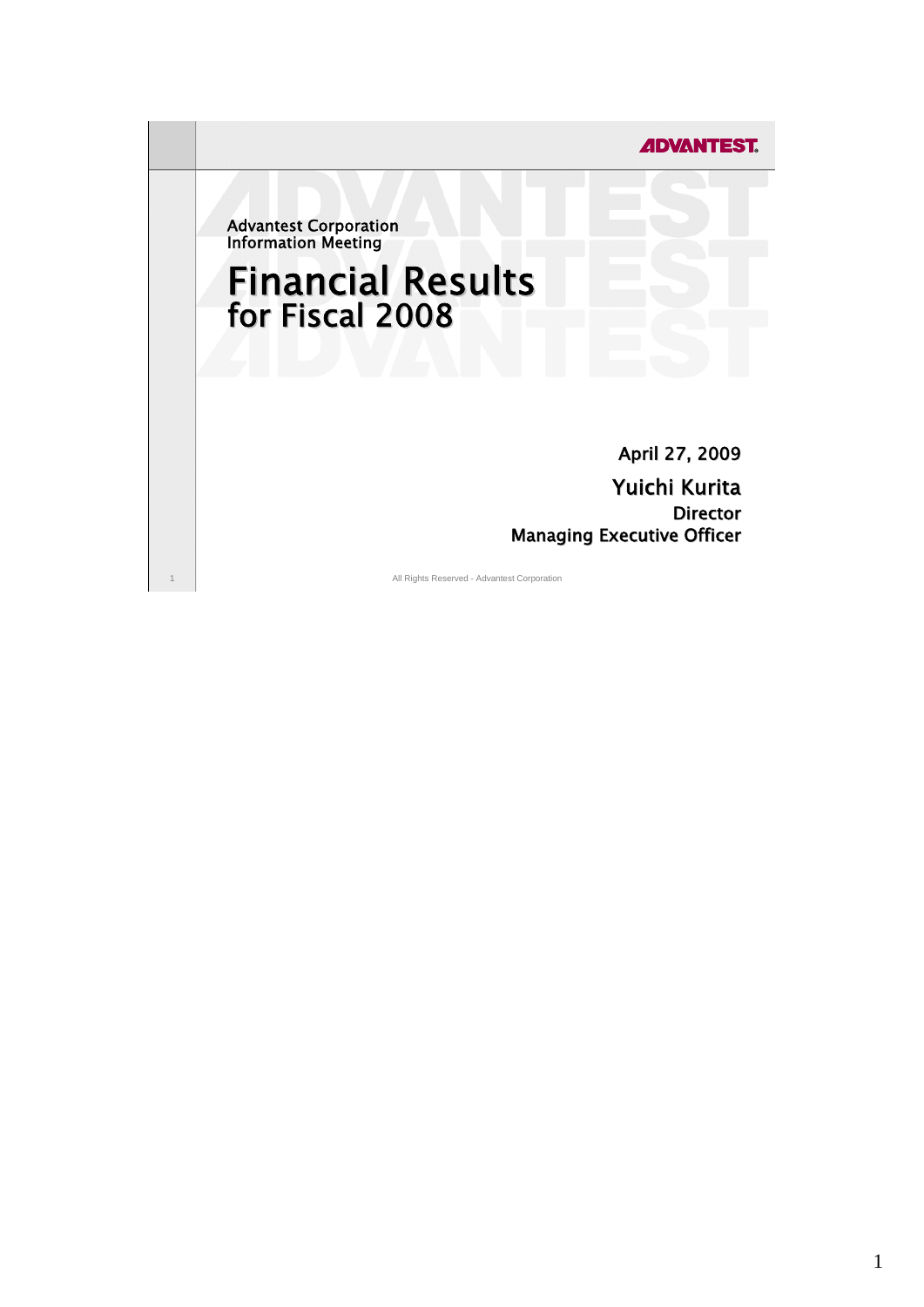Advantest Corporation
Information Meeting

# Financial Results for Fiscal 2008

April 27, 2009

**Yuichi Kurita**
Director
Managing Executive Officer

All Rights Reserved - Advantest Corporation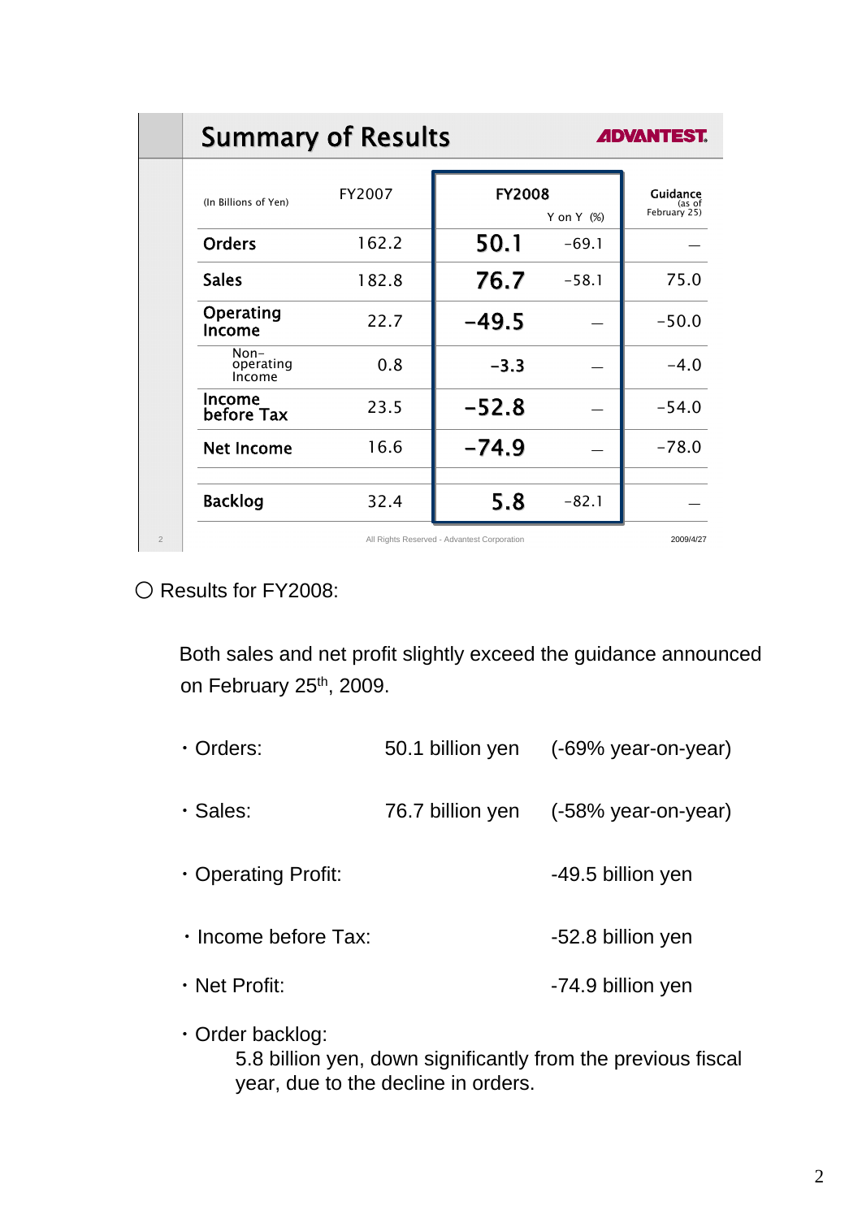## Summary of Results

ADVANTEST.

| (In Billions of Yen) | FY2007 | FY2008 | Y on Y (%) | Guidance (as of February 25) |
|---|---|---|---|---|
| Orders | 162.2 | 50.1 | -69.1 | — |
| Sales | 182.8 | 76.7 | -58.1 | 75.0 |
| Operating Income | 22.7 | -49.5 | — | -50.0 |
| Non-operating Income | 0.8 | -3.3 | — | -4.0 |
| Income before Tax | 23.5 | -52.8 | — | -54.0 |
| Net Income | 16.6 | -74.9 | — | -78.0 |
| Backlog | 32.4 | 5.8 | -82.1 | — |

All Rights Reserved - Advantest Corporation 2009/4/27

○ Results for FY2008:

Both sales and net profit slightly exceed the guidance announced on February 25th, 2009.

- Orders: 50.1 billion yen (-69% year-on-year)
- Sales: 76.7 billion yen (-58% year-on-year)
- Operating Profit: -49.5 billion yen
- Income before Tax: -52.8 billion yen
- Net Profit: -74.9 billion yen
- Order backlog:
  5.8 billion yen, down significantly from the previous fiscal year, due to the decline in orders.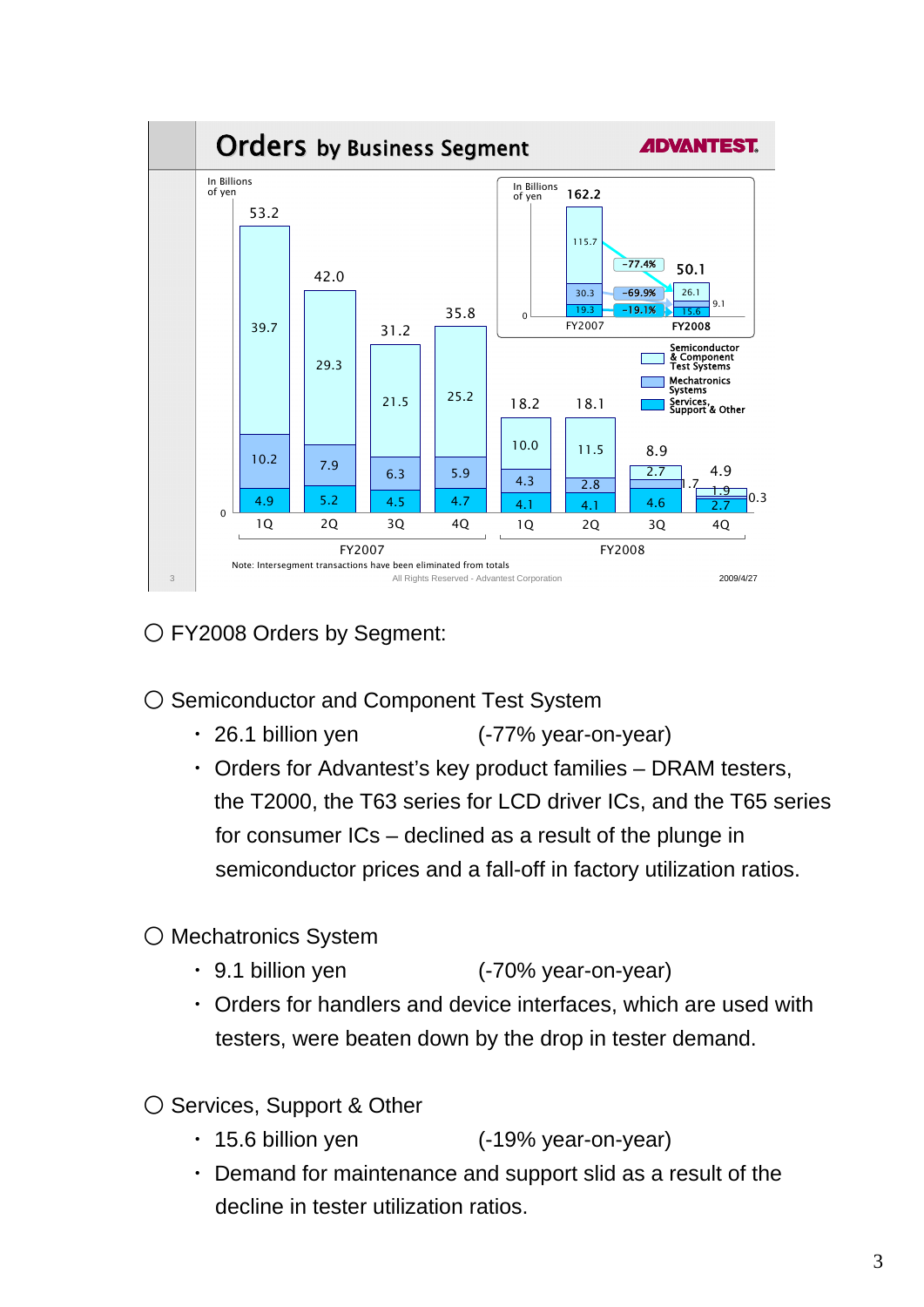# Orders by Business Segment

ADVANTEST.

In Billions of yen

| | FY2007 1Q | FY2007 2Q | FY2007 3Q | FY2007 4Q | FY2008 1Q | FY2008 2Q | FY2008 3Q | FY2008 4Q |
|---|---|---|---|---|---|---|---|---|
| Semiconductor & Component Test Systems | 39.7 | 29.3 | 21.5 | 25.2 | 10.0 | 11.5 | 2.7 | 1.9 |
| Mechatronics Systems | 10.2 | 7.9 | 6.3 | 5.9 | 4.3 | 2.8 | 1.7 | 0.3 |
| Services, Support & Other | 4.9 | 5.2 | 4.5 | 4.7 | 4.1 | 4.1 | 4.6 | 2.7 |
| Total | 53.2 | 42.0 | 31.2 | 35.8 | 18.2 | 18.1 | 8.9 | 4.9 |

In Billions of yen

| | FY2007 | FY2008 | Change |
|---|---|---|---|
| Semiconductor & Component Test Systems | 115.7 | 26.1 | -77.4% |
| Mechatronics Systems | 30.3 | 9.1 | -69.9% |
| Services, Support & Other | 19.3 | 15.6 | -19.1% |
| Total | 162.2 | 50.1 | |

Note: Intersegment transactions have been eliminated from totals

All Rights Reserved - Advantest Corporation

2009/4/27

○ FY2008 Orders by Segment:

○ Semiconductor and Component Test System

- 26.1 billion yen (-77% year-on-year)
- Orders for Advantest's key product families – DRAM testers, the T2000, the T63 series for LCD driver ICs, and the T65 series for consumer ICs – declined as a result of the plunge in semiconductor prices and a fall-off in factory utilization ratios.

○ Mechatronics System

- 9.1 billion yen (-70% year-on-year)
- Orders for handlers and device interfaces, which are used with testers, were beaten down by the drop in tester demand.

○ Services, Support & Other

- 15.6 billion yen (-19% year-on-year)
- Demand for maintenance and support slid as a result of the decline in tester utilization ratios.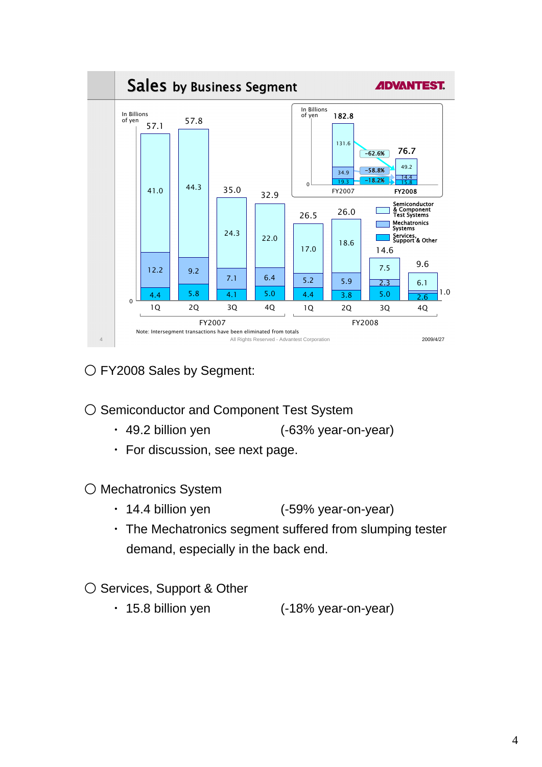## Sales by Business Segment

In Billions of yen

| | FY2007 1Q | FY2007 2Q | FY2007 3Q | FY2007 4Q | FY2008 1Q | FY2008 2Q | FY2008 3Q | FY2008 4Q |
|---|---|---|---|---|---|---|---|---|
| Semiconductor & Component Test Systems | 41.0 | 44.3 | 24.3 | 22.0 | 17.0 | 18.6 | 7.5 | 6.1 |
| Mechatronics Systems | 12.2 | 9.2 | 7.1 | 6.4 | 5.2 | 5.9 | 2.3 | 1.0 |
| Services, Support & Other | 4.4 | 5.8 | 4.1 | 5.0 | 4.4 | 3.8 | 5.0 | 2.6 |
| Total | 57.1 | 57.8 | 35.0 | 32.9 | 26.5 | 26.0 | 14.6 | 9.6 |

In Billions of yen

| | FY2007 | FY2008 | Change |
|---|---|---|---|
| Semiconductor & Component Test Systems | 131.6 | 49.2 | -62.6% |
| Mechatronics Systems | 34.9 | 14.4 | -58.8% |
| Services, Support & Other | 19.3 | 15.8 | -18.2% |
| Total | 182.8 | 76.7 | |

Note: Intersegment transactions have been eliminated from totals

All Rights Reserved - Advantest Corporation

2009/4/27

○ FY2008 Sales by Segment:

○ Semiconductor and Component Test System

- 49.2 billion yen (-63% year-on-year)
- For discussion, see next page.

○ Mechatronics System

- 14.4 billion yen (-59% year-on-year)
- The Mechatronics segment suffered from slumping tester demand, especially in the back end.

○ Services, Support & Other

- 15.8 billion yen (-18% year-on-year)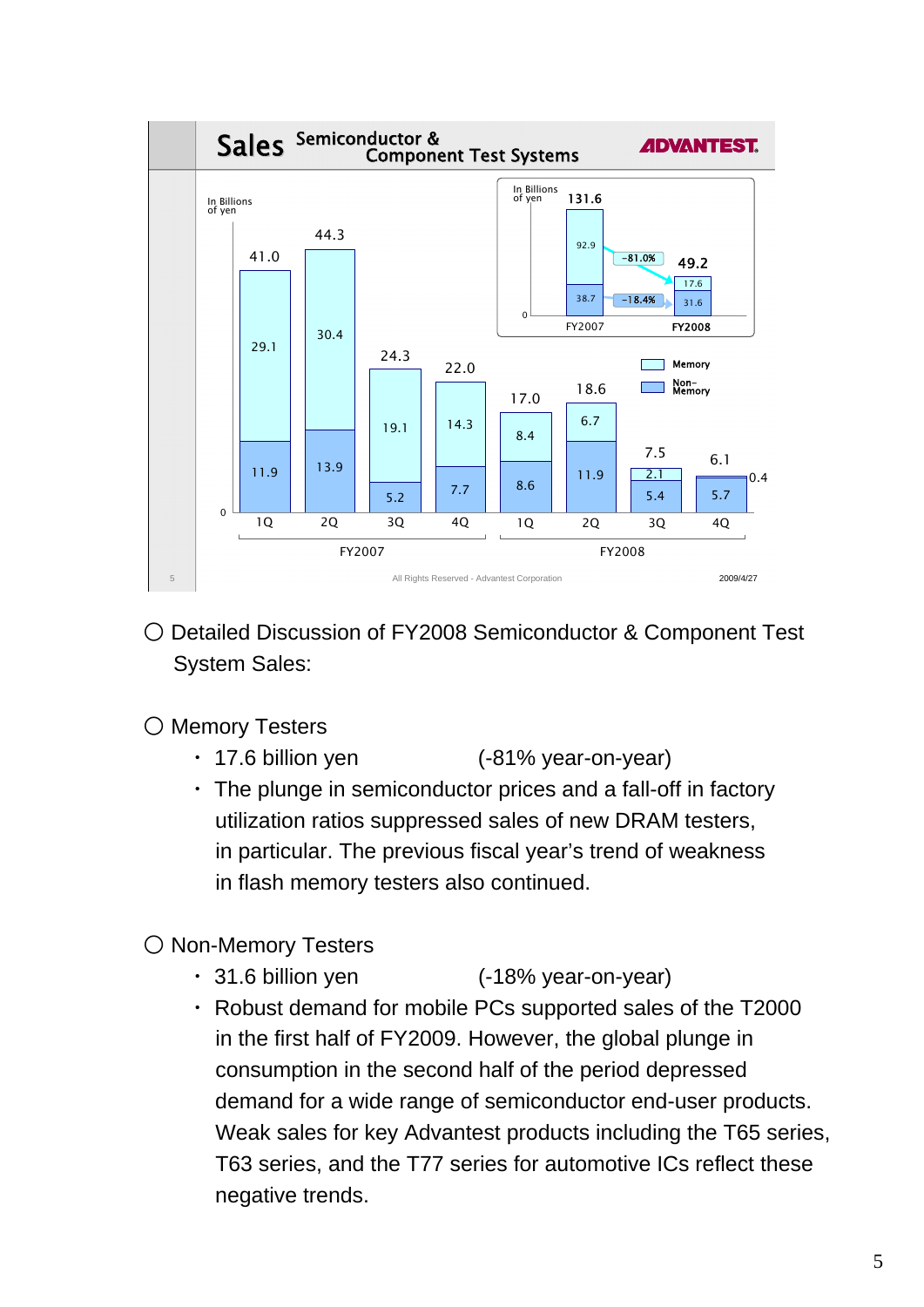## Sales Semiconductor & Component Test Systems

ADVANTEST

In Billions of yen

| | FY2007 1Q | FY2007 2Q | FY2007 3Q | FY2007 4Q | FY2008 1Q | FY2008 2Q | FY2008 3Q | FY2008 4Q |
|---|---|---|---|---|---|---|---|---|
| Memory | 29.1 | 30.4 | 19.1 | 14.3 | 8.4 | 6.7 | 2.1 | 0.4 |
| Non-Memory | 11.9 | 13.9 | 5.2 | 7.7 | 8.6 | 11.9 | 5.4 | 5.7 |
| Total | 41.0 | 44.3 | 24.3 | 22.0 | 17.0 | 18.6 | 7.5 | 6.1 |

In Billions of yen

| | FY2007 | FY2008 | Change |
|---|---|---|---|
| Memory | 92.9 | 17.6 | -81.0% |
| Non-Memory | 38.7 | 31.6 | -18.4% |
| Total | 131.6 | 49.2 | |

All Rights Reserved - Advantest Corporation

2009/4/27

○ Detailed Discussion of FY2008 Semiconductor & Component Test System Sales:

○ Memory Testers

- 17.6 billion yen (-81% year-on-year)
- The plunge in semiconductor prices and a fall-off in factory utilization ratios suppressed sales of new DRAM testers, in particular. The previous fiscal year's trend of weakness in flash memory testers also continued.

○ Non-Memory Testers

- 31.6 billion yen (-18% year-on-year)
- Robust demand for mobile PCs supported sales of the T2000 in the first half of FY2009. However, the global plunge in consumption in the second half of the period depressed demand for a wide range of semiconductor end-user products. Weak sales for key Advantest products including the T65 series, T63 series, and the T77 series for automotive ICs reflect these negative trends.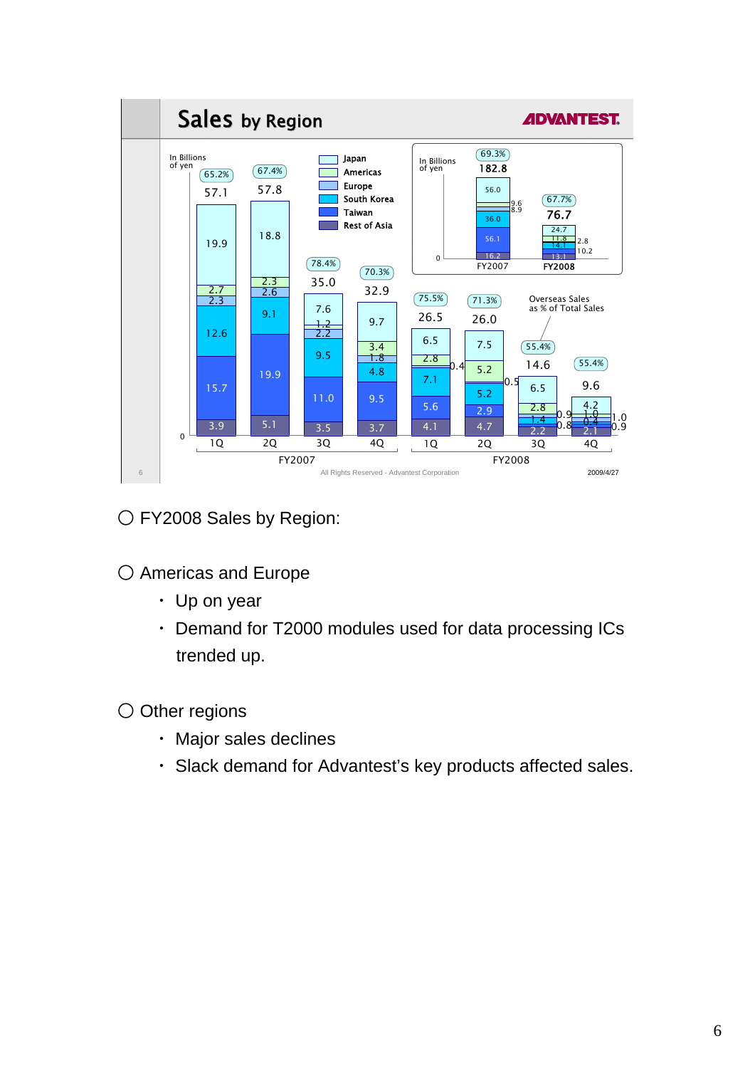## Sales by Region

ADVANTEST.

In Billions of yen

| | FY2007 1Q | FY2007 2Q | FY2007 3Q | FY2007 4Q | FY2008 1Q | FY2008 2Q | FY2008 3Q | FY2008 4Q |
|---|---|---|---|---|---|---|---|---|
| Overseas Sales as % of Total Sales | 65.2% | 67.4% | 78.4% | 70.3% | 75.5% | 71.3% | 55.4% | 55.4% |
| Total | 57.1 | 57.8 | 35.0 | 32.9 | 26.5 | 26.0 | 14.6 | 9.6 |
| Japan | 19.9 | 18.8 | 7.6 | 9.7 | 6.5 | 7.5 | 6.5 | 4.2 |
| Americas | 2.7 | 2.3 | 1.2 | 3.4 | 2.8 | 5.2 | 2.8 | 1.0 |
| Europe | 2.3 | 2.6 | 2.2 | 1.8 | 0.4 | 0.5 | 0.9 | 0.9 |
| South Korea | 12.6 | 9.1 | 9.5 | 4.8 | 7.1 | 5.2 | 1.4 | 0.4 |
| Taiwan | 15.7 | 19.9 | 11.0 | 9.5 | 5.6 | 2.9 | 0.8 | 1.0 |
| Rest of Asia | 3.9 | 5.1 | 3.5 | 3.7 | 4.1 | 4.7 | 2.2 | 2.1 |

In Billions of yen

| | FY2007 | FY2008 |
|---|---|---|
| Overseas Sales as % of Total Sales | 69.3% | 67.7% |
| Total | 182.8 | 76.7 |
| Japan | 56.0 | 24.7 |
| Americas | 9.6 | 11.8 |
| Europe | 8.9 | 2.8 |
| South Korea | 36.0 | 14.1 |
| Taiwan | 56.1 | 10.2 |
| Rest of Asia | 16.2 | 13.1 |

All Rights Reserved - Advantest Corporation

2009/4/27

○ FY2008 Sales by Region:

○ Americas and Europe

- Up on year
- Demand for T2000 modules used for data processing ICs trended up.

○ Other regions

- Major sales declines
- Slack demand for Advantest's key products affected sales.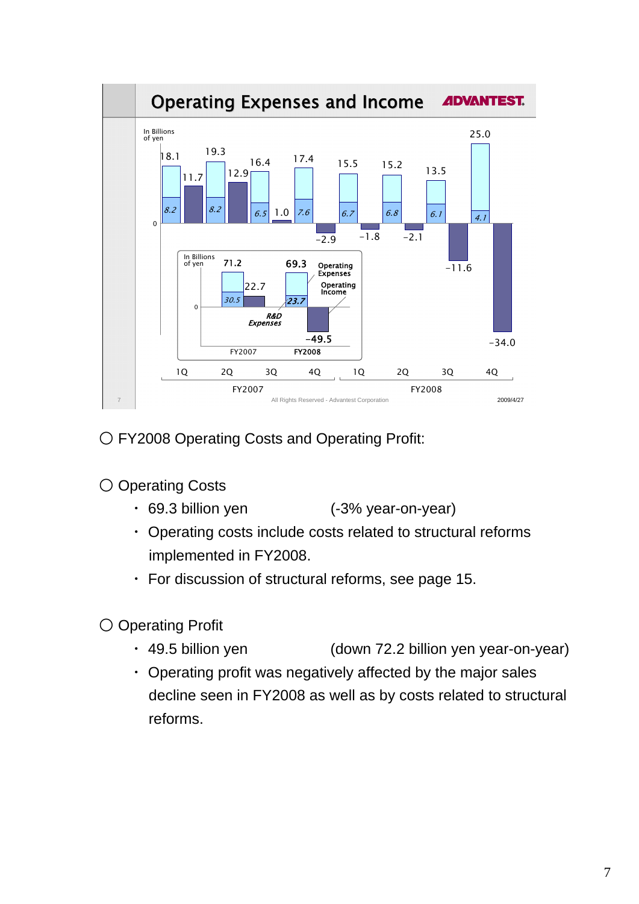## Operating Expenses and Income

In Billions of yen

| | FY2007 1Q | FY2007 2Q | FY2007 3Q | FY2007 4Q | FY2008 1Q | FY2008 2Q | FY2008 3Q | FY2008 4Q |
|---|---|---|---|---|---|---|---|---|
| Operating Expenses | 18.1 | 19.3 | 16.4 | 17.4 | 15.5 | 15.2 | 13.5 | 25.0 |
| R&D Expenses | 8.2 | 8.2 | 6.5 | 7.6 | 6.7 | 6.8 | 6.1 | 4.1 |
| Operating Income | 11.7 | 12.9 | 1.0 | -2.9 | -1.8 | -2.1 | -11.6 | -34.0 |

In Billions of yen

| | FY2007 | FY2008 |
|---|---|---|
| Operating Expenses | 71.2 | 69.3 |
| R&D Expenses | 30.5 | 23.7 |
| Operating Income | 22.7 | -49.5 |

All Rights Reserved - Advantest Corporation

2009/4/27

○ FY2008 Operating Costs and Operating Profit:

○ Operating Costs

- 69.3 billion yen (-3% year-on-year)
- Operating costs include costs related to structural reforms implemented in FY2008.
- For discussion of structural reforms, see page 15.

○ Operating Profit

- 49.5 billion yen (down 72.2 billion yen year-on-year)
- Operating profit was negatively affected by the major sales decline seen in FY2008 as well as by costs related to structural reforms.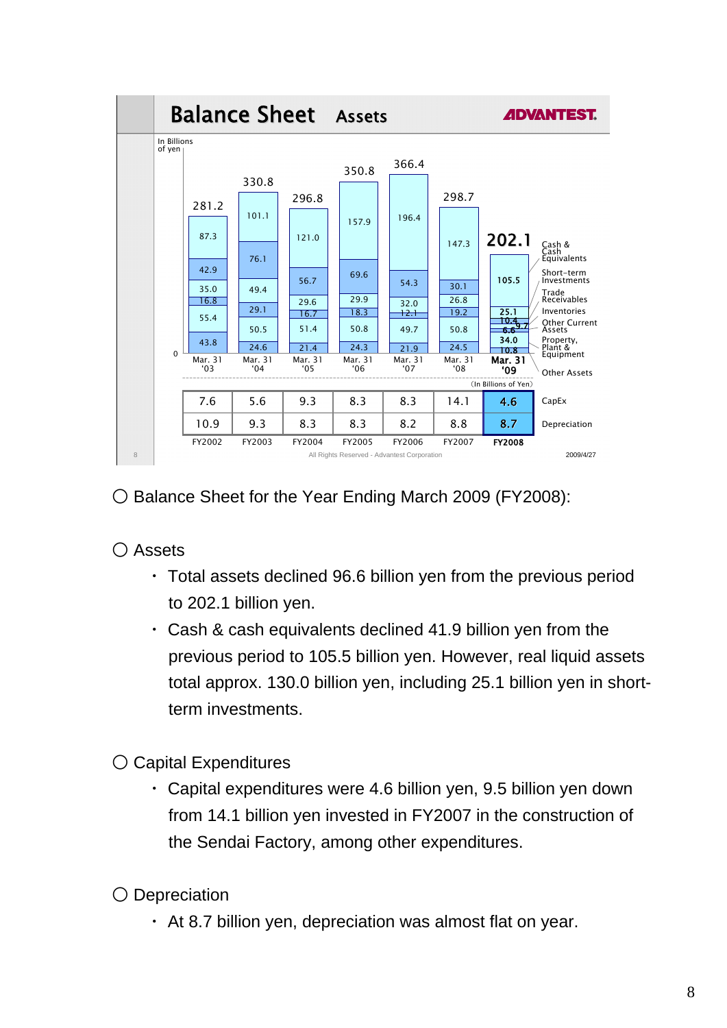# Balance Sheet Assets

In Billions of yen

| | Mar. 31 '03 | Mar. 31 '04 | Mar. 31 '05 | Mar. 31 '06 | Mar. 31 '07 | Mar. 31 '08 | Mar. 31 '09 |
|---|---|---|---|---|---|---|---|
| Total | 281.2 | 330.8 | 296.8 | 350.8 | 366.4 | 298.7 | 202.1 |
| Cash & Cash Equivalents | 87.3 | 101.1 | 121.0 | 157.9 | 196.4 | 147.3 | 105.5 |
| Short-term Investments | 42.9 | 76.1 | 56.7 | 69.6 | 54.3 | 30.1 | 25.1 |
| Trade Receivables | 35.0 | 49.4 | 29.6 | 29.9 | 32.0 | 26.8 | 10.4 |
| Inventories | 16.8 | 29.1 | 16.7 | 18.3 | 12.1 | 19.2 | 9.7 |
| Other Current Assets | 55.4 | 50.5 | 51.4 | 50.8 | 49.7 | 50.8 | 6.6 |
| Property, Plant & Equipment | 43.8 | 24.6 | 21.4 | 24.3 | 21.9 | 24.5 | 34.0 |
| Other Assets | | | | | | | 10.8 |

(In Billions of Yen)

| | FY2002 | FY2003 | FY2004 | FY2005 | FY2006 | FY2007 | FY2008 |
|---|---|---|---|---|---|---|---|
| CapEx | 7.6 | 5.6 | 9.3 | 8.3 | 8.3 | 14.1 | 4.6 |
| Depreciation | 10.9 | 9.3 | 8.3 | 8.3 | 8.2 | 8.8 | 8.7 |

All Rights Reserved - Advantest Corporation

2009/4/27

○ Balance Sheet for the Year Ending March 2009 (FY2008):

○ Assets

- Total assets declined 96.6 billion yen from the previous period to 202.1 billion yen.
- Cash & cash equivalents declined 41.9 billion yen from the previous period to 105.5 billion yen. However, real liquid assets total approx. 130.0 billion yen, including 25.1 billion yen in short-term investments.

○ Capital Expenditures

- Capital expenditures were 4.6 billion yen, 9.5 billion yen down from 14.1 billion yen invested in FY2007 in the construction of the Sendai Factory, among other expenditures.

○ Depreciation

- At 8.7 billion yen, depreciation was almost flat on year.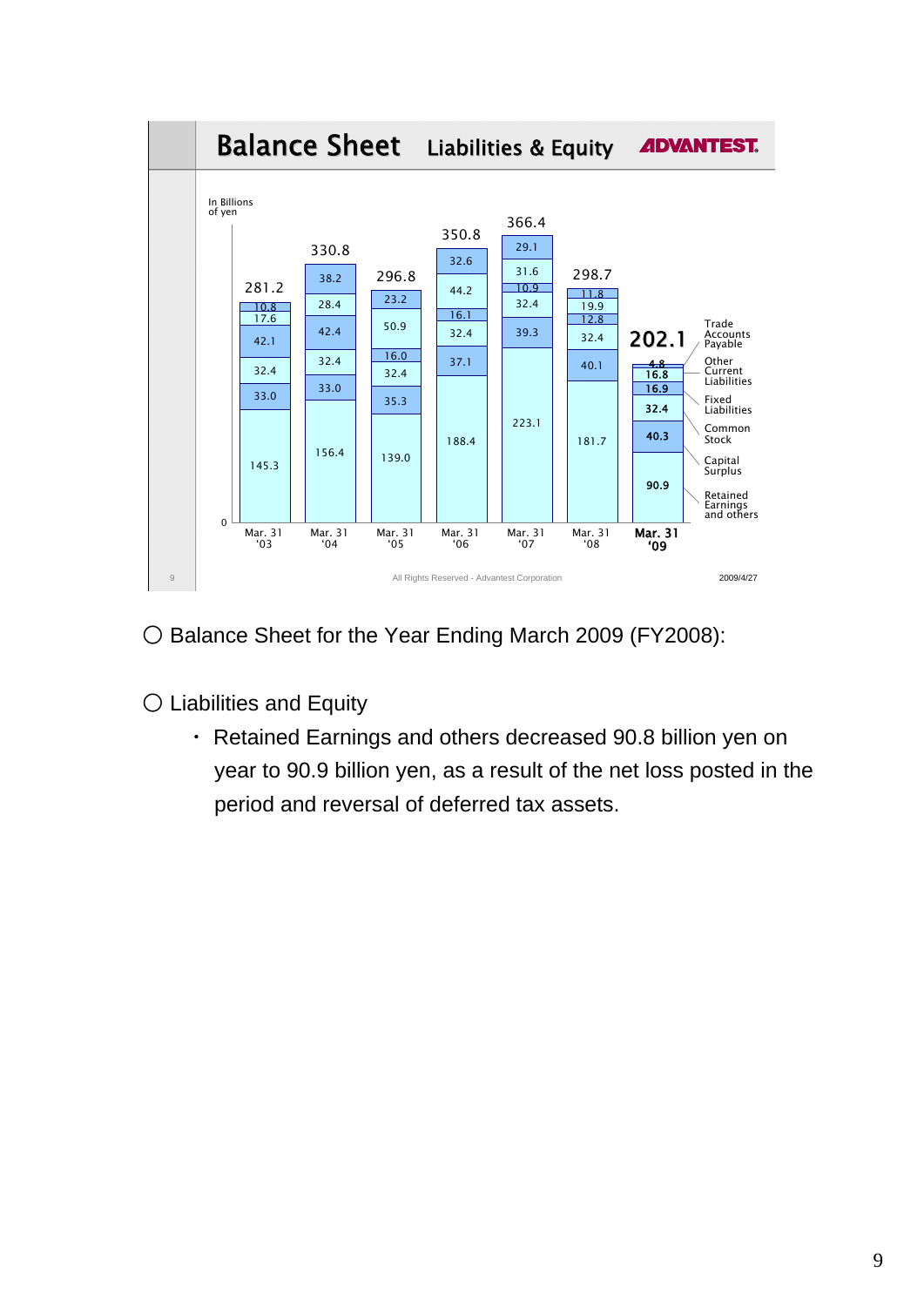## Balance Sheet Liabilities & Equity

ADVANTEST

In Billions of yen

| | Mar. 31 '03 | Mar. 31 '04 | Mar. 31 '05 | Mar. 31 '06 | Mar. 31 '07 | Mar. 31 '08 | Mar. 31 '09 |
|---|---|---|---|---|---|---|---|
| Trade Accounts Payable | 10.8 | 38.2 | 23.2 | 32.6 | 29.1 | 11.8 | 4.8 |
| Other Current Liabilities | 17.6 | 28.4 | 50.9 | 44.2 | 31.6 | 19.9 | 16.8 |
| Fixed Liabilities | 42.1 | 42.4 | 16.0 | 16.1 | 10.9 | 12.8 | 16.9 |
| Common Stock | 32.4 | 32.4 | 32.4 | 32.4 | 32.4 | 32.4 | 32.4 |
| Capital Surplus | 33.0 | 33.0 | 35.3 | 37.1 | 39.3 | 40.1 | 40.3 |
| Retained Earnings and others | 145.3 | 156.4 | 139.0 | 188.4 | 223.1 | 181.7 | 90.9 |
| Total | 281.2 | 330.8 | 296.8 | 350.8 | 366.4 | 298.7 | 202.1 |

All Rights Reserved - Advantest Corporation

2009/4/27

○ Balance Sheet for the Year Ending March 2009 (FY2008):

○ Liabilities and Equity

- Retained Earnings and others decreased 90.8 billion yen on year to 90.9 billion yen, as a result of the net loss posted in the period and reversal of deferred tax assets.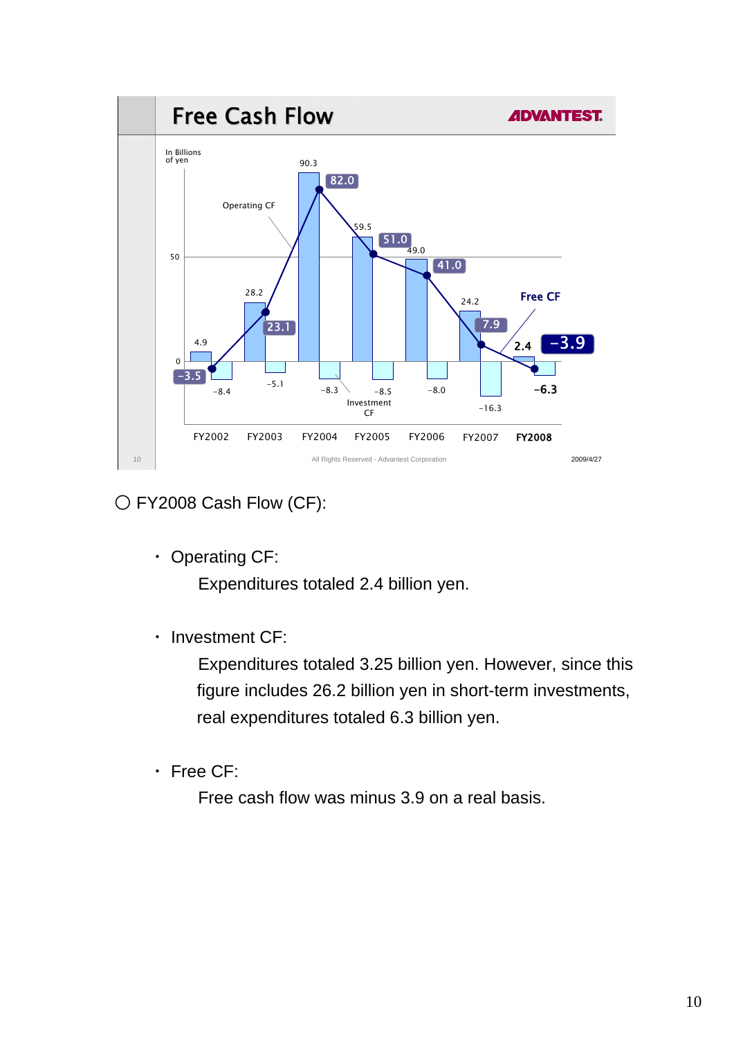## Free Cash Flow

ADVANTEST

In Billions of yen

| | FY2002 | FY2003 | FY2004 | FY2005 | FY2006 | FY2007 | FY2008 |
|---|---|---|---|---|---|---|---|
| Operating CF | 4.9 | 28.2 | 90.3 | 59.5 | 49.0 | 24.2 | 2.4 |
| Investment CF | -8.4 | -5.1 | -8.3 | -8.5 | -8.0 | -16.3 | -6.3 |
| Free CF | -3.5 | 23.1 | 82.0 | 51.0 | 41.0 | 7.9 | -3.9 |

All Rights Reserved - Advantest Corporation

2009/4/27

○ FY2008 Cash Flow (CF):

- Operating CF:

  Expenditures totaled 2.4 billion yen.

- Investment CF:

  Expenditures totaled 3.25 billion yen. However, since this figure includes 26.2 billion yen in short-term investments, real expenditures totaled 6.3 billion yen.

- Free CF:

  Free cash flow was minus 3.9 on a real basis.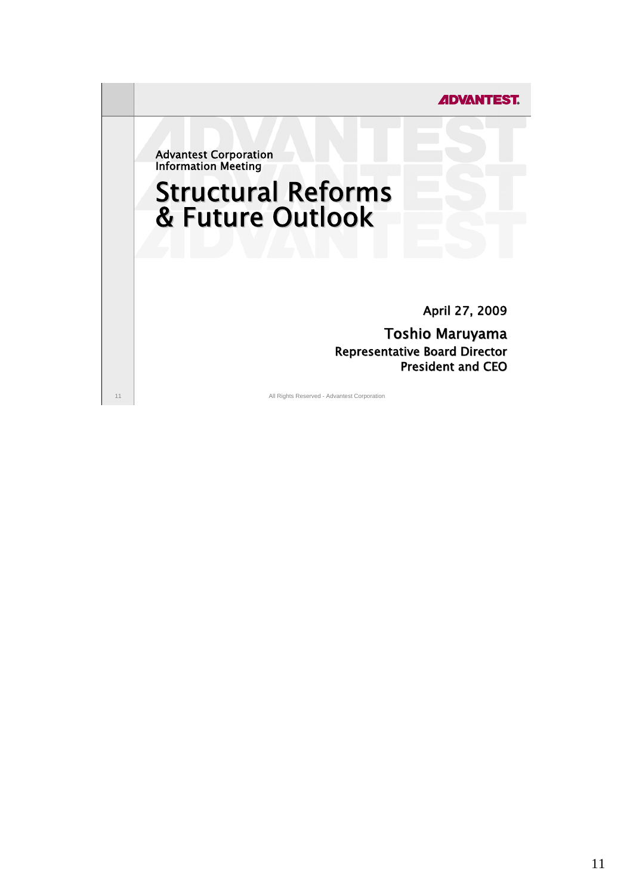Advantest Corporation
Information Meeting

# Structural Reforms & Future Outlook

April 27, 2009

**Toshio Maruyama**
**Representative Board Director**
**President and CEO**

All Rights Reserved - Advantest Corporation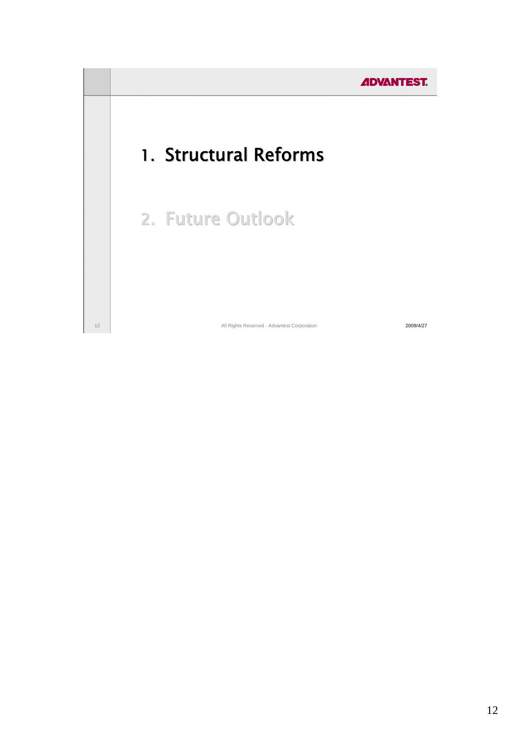1. Structural Reforms

2. Future Outlook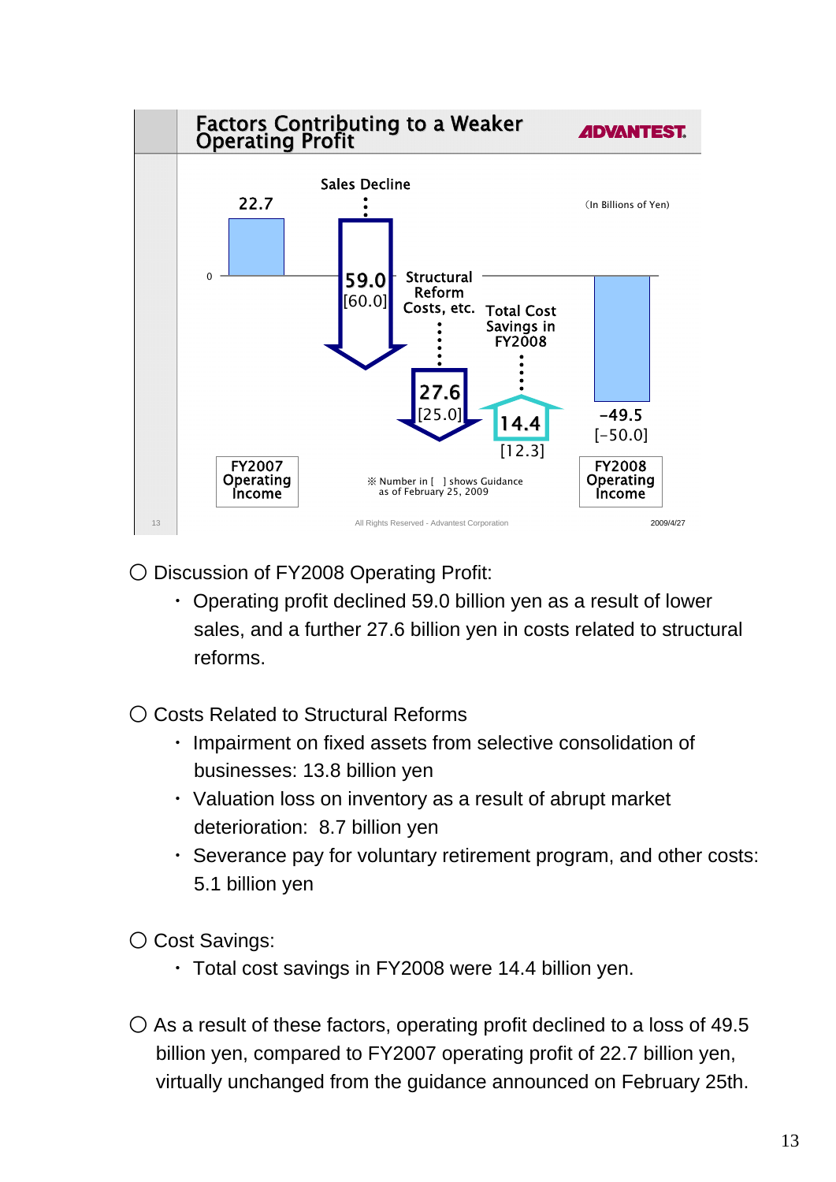## Factors Contributing to a Weaker Operating Profit

ADVANTEST.

(In Billions of Yen)

| | Value | Guidance |
|---|---|---|
| FY2007 Operating Income | 22.7 | |
| Sales Decline | 59.0 | [60.0] |
| Structural Reform Costs, etc. | 27.6 | [25.0] |
| Total Cost Savings in FY2008 | 14.4 | [12.3] |
| FY2008 Operating Income | -49.5 | [-50.0] |

※ Number in [ ] shows Guidance as of February 25, 2009

All Rights Reserved - Advantest Corporation

2009/4/27

○ Discussion of FY2008 Operating Profit:

- Operating profit declined 59.0 billion yen as a result of lower sales, and a further 27.6 billion yen in costs related to structural reforms.

○ Costs Related to Structural Reforms

- Impairment on fixed assets from selective consolidation of businesses: 13.8 billion yen
- Valuation loss on inventory as a result of abrupt market deterioration: 8.7 billion yen
- Severance pay for voluntary retirement program, and other costs: 5.1 billion yen

○ Cost Savings:

- Total cost savings in FY2008 were 14.4 billion yen.

○ As a result of these factors, operating profit declined to a loss of 49.5 billion yen, compared to FY2007 operating profit of 22.7 billion yen, virtually unchanged from the guidance announced on February 25th.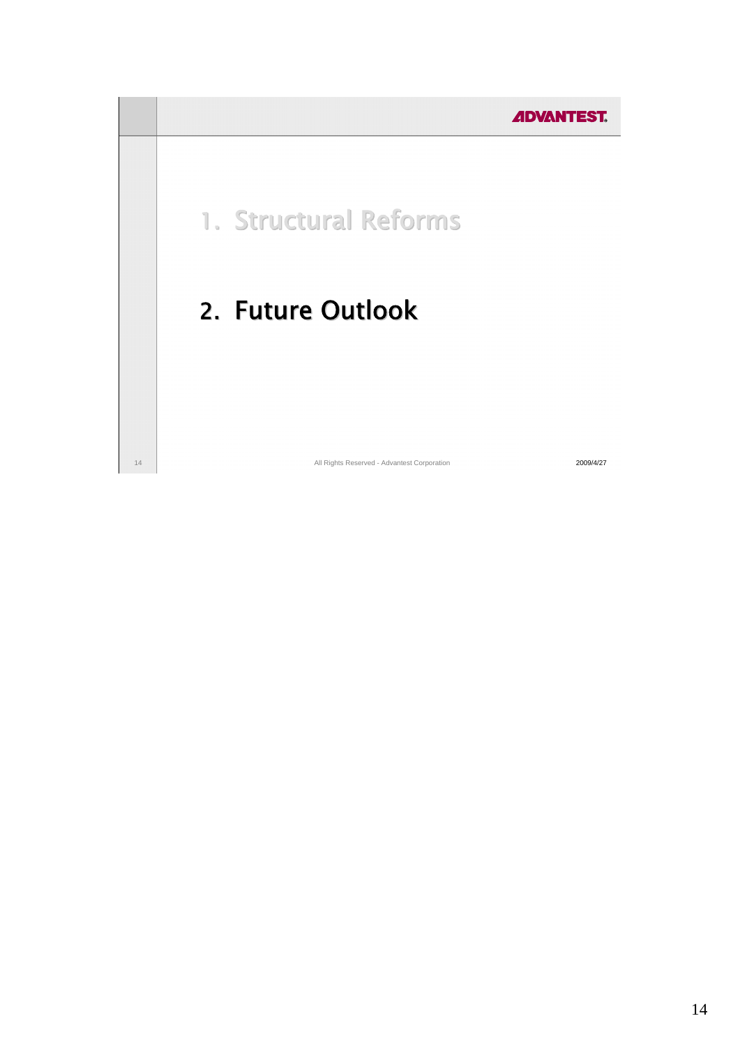1. Structural Reforms

2. Future Outlook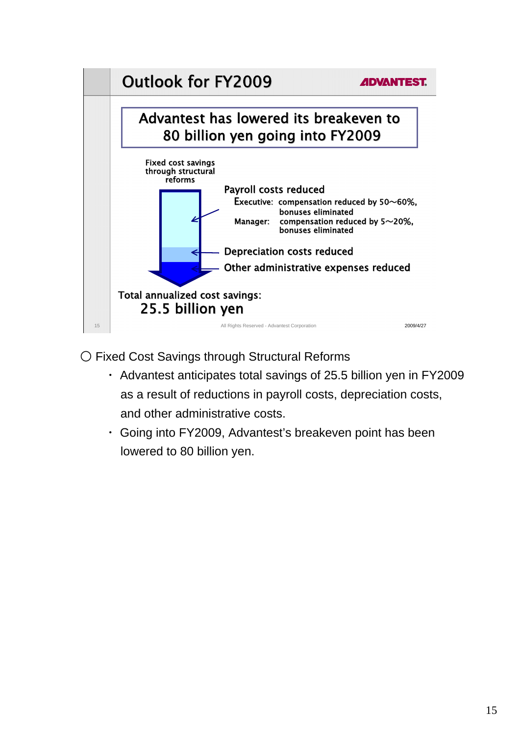## Outlook for FY2009

**Advantest has lowered its breakeven to 80 billion yen going into FY2009**

Fixed cost savings through structural reforms

**Payroll costs reduced**

- Executive: compensation reduced by 50～60%, bonuses eliminated
- Manager: compensation reduced by 5～20%, bonuses eliminated

**Depreciation costs reduced**

**Other administrative expenses reduced**

Total annualized cost savings:
**25.5 billion yen**

All Rights Reserved - Advantest Corporation

2009/4/27

○ Fixed Cost Savings through Structural Reforms

- Advantest anticipates total savings of 25.5 billion yen in FY2009 as a result of reductions in payroll costs, depreciation costs, and other administrative costs.
- Going into FY2009, Advantest's breakeven point has been lowered to 80 billion yen.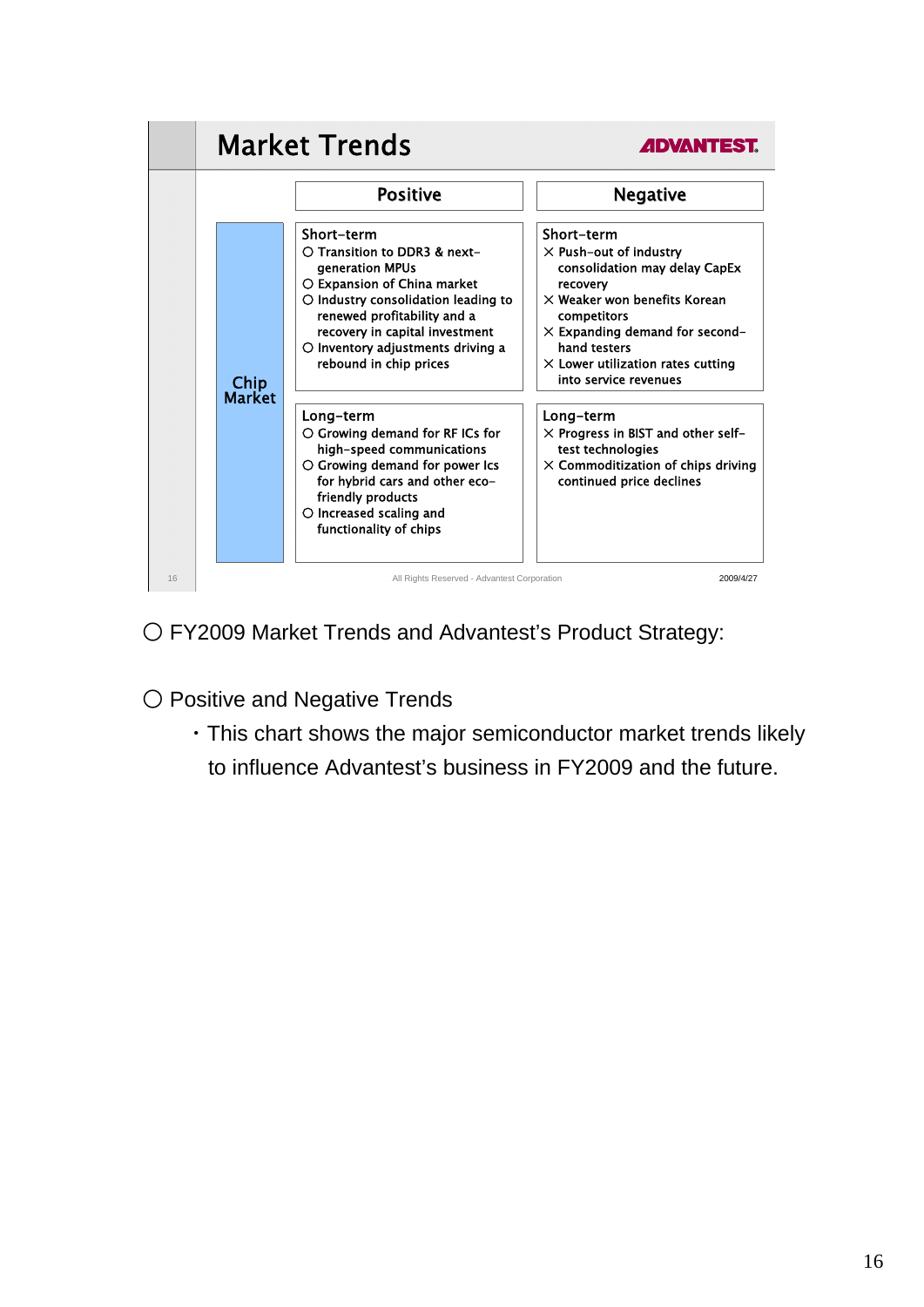## Market Trends

ADVANTEST

| | Positive | Negative |
|---|---|---|
| Chip Market | **Short-term**<br>○ Transition to DDR3 & next-generation MPUs<br>○ Expansion of China market<br>○ Industry consolidation leading to renewed profitability and a recovery in capital investment<br>○ Inventory adjustments driving a rebound in chip prices | **Short-term**<br>× Push-out of industry consolidation may delay CapEx recovery<br>× Weaker won benefits Korean competitors<br>× Expanding demand for second-hand testers<br>× Lower utilization rates cutting into service revenues |
| | **Long-term**<br>○ Growing demand for RF ICs for high-speed communications<br>○ Growing demand for power Ics for hybrid cars and other eco-friendly products<br>○ Increased scaling and functionality of chips | **Long-term**<br>× Progress in BIST and other self-test technologies<br>× Commoditization of chips driving continued price declines |

All Rights Reserved - Advantest Corporation    2009/4/27

○ FY2009 Market Trends and Advantest's Product Strategy:

○ Positive and Negative Trends

- This chart shows the major semiconductor market trends likely to influence Advantest's business in FY2009 and the future.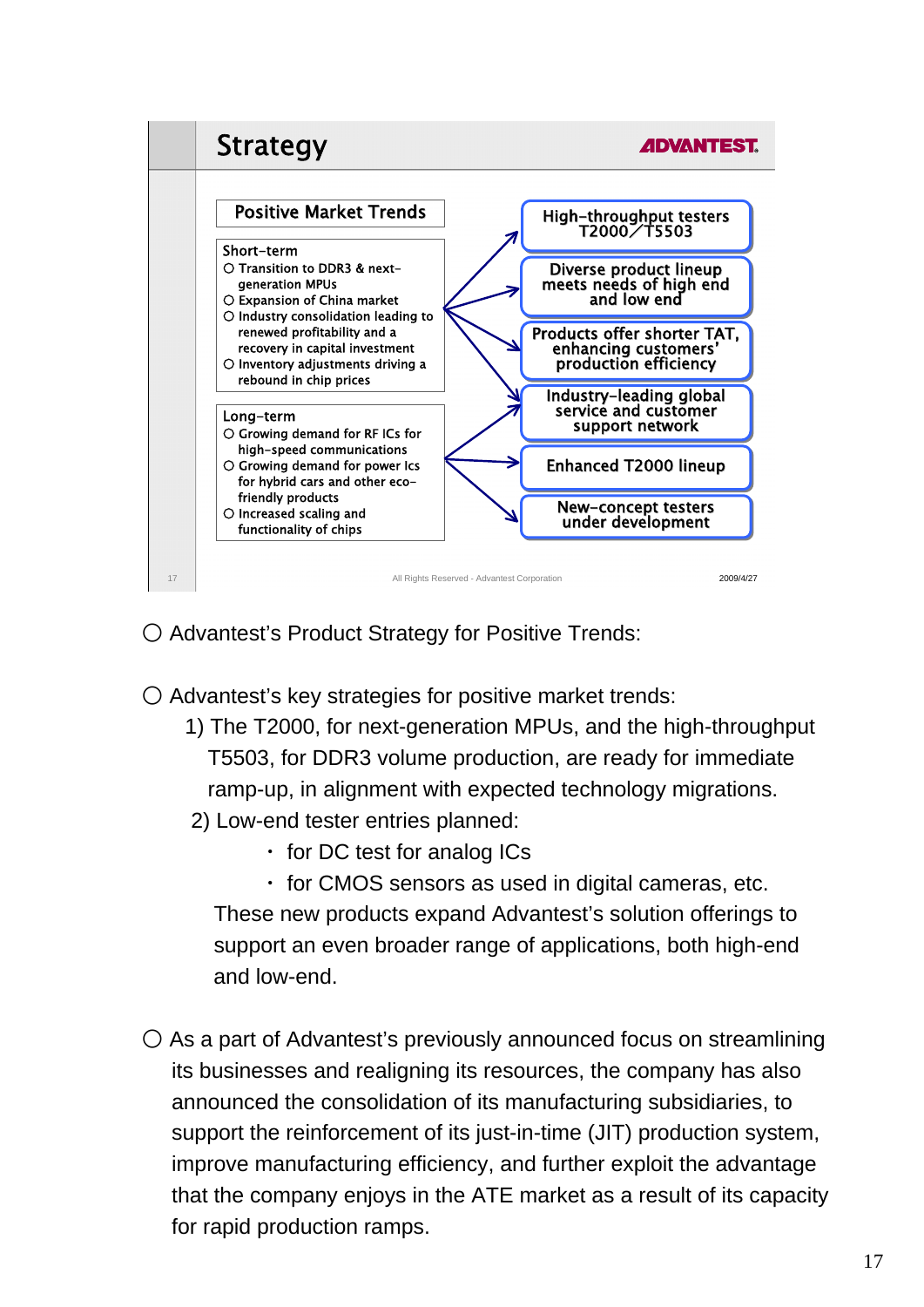## Strategy

ADVANTEST.

**Positive Market Trends**

Short-term
- Transition to DDR3 & next-generation MPUs
- Expansion of China market
- Industry consolidation leading to renewed profitability and a recovery in capital investment
- Inventory adjustments driving a rebound in chip prices

Long-term
- Growing demand for RF ICs for high-speed communications
- Growing demand for power Ics for hybrid cars and other eco-friendly products
- Increased scaling and functionality of chips

→

- High-throughput testers T2000／T5503
- Diverse product lineup meets needs of high end and low end
- Products offer shorter TAT, enhancing customers' production efficiency
- Industry-leading global service and customer support network
- Enhanced T2000 lineup
- New-concept testers under development

All Rights Reserved - Advantest Corporation 2009/4/27

○ Advantest's Product Strategy for Positive Trends:

○ Advantest's key strategies for positive market trends:

1) The T2000, for next-generation MPUs, and the high-throughput T5503, for DDR3 volume production, are ready for immediate ramp-up, in alignment with expected technology migrations.

2) Low-end tester entries planned:
   - for DC test for analog ICs
   - for CMOS sensors as used in digital cameras, etc.

   These new products expand Advantest's solution offerings to support an even broader range of applications, both high-end and low-end.

○ As a part of Advantest's previously announced focus on streamlining its businesses and realigning its resources, the company has also announced the consolidation of its manufacturing subsidiaries, to support the reinforcement of its just-in-time (JIT) production system, improve manufacturing efficiency, and further exploit the advantage that the company enjoys in the ATE market as a result of its capacity for rapid production ramps.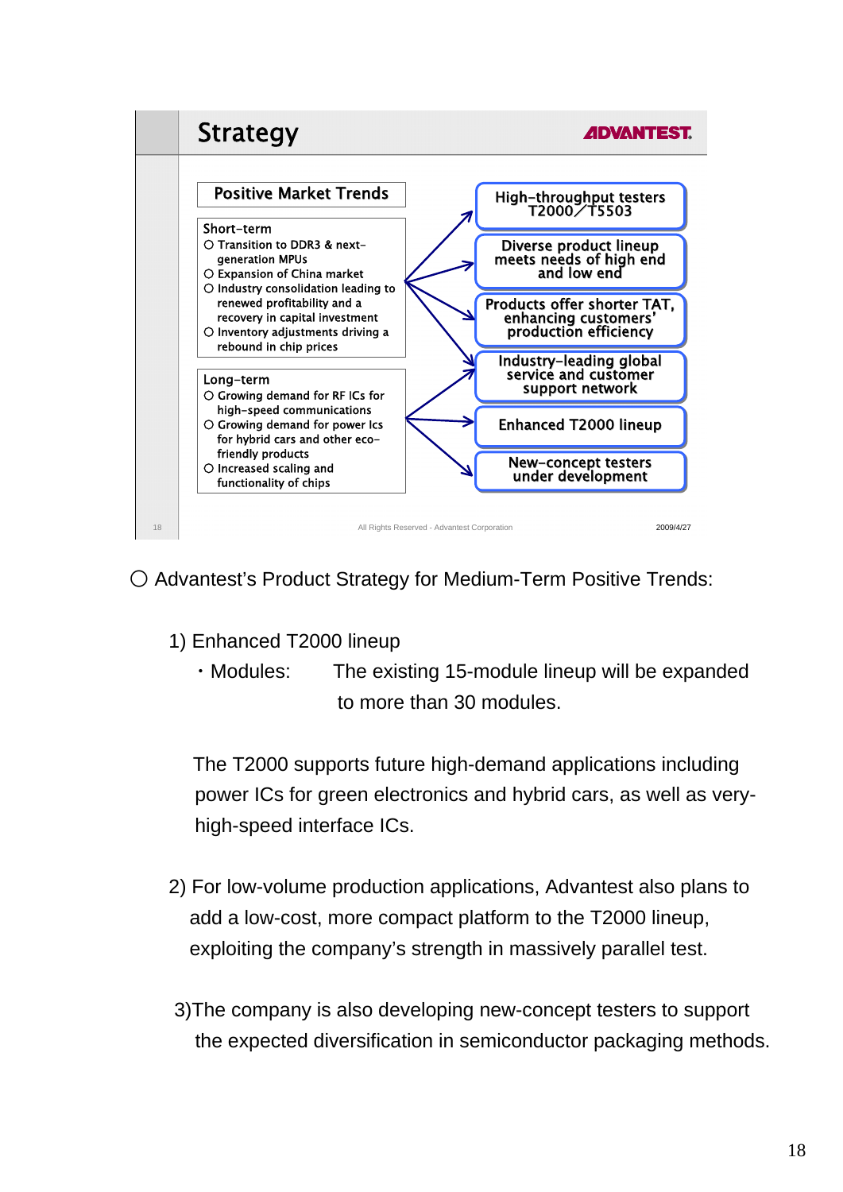## Strategy

ADVANTEST

**Positive Market Trends**

**Short-term**
- ○ Transition to DDR3 & next-generation MPUs
- ○ Expansion of China market
- ○ Industry consolidation leading to renewed profitability and a recovery in capital investment
- ○ Inventory adjustments driving a rebound in chip prices

**Long-term**
- ○ Growing demand for RF ICs for high-speed communications
- ○ Growing demand for power Ics for hybrid cars and other eco-friendly products
- ○ Increased scaling and functionality of chips

- High-throughput testers T2000／T5503
- Diverse product lineup meets needs of high end and low end
- Products offer shorter TAT, enhancing customers' production efficiency
- Industry-leading global service and customer support network
- Enhanced T2000 lineup
- New-concept testers under development

All Rights Reserved - Advantest Corporation    2009/4/27

○ Advantest's Product Strategy for Medium-Term Positive Trends:

1) Enhanced T2000 lineup

・Modules: The existing 15-module lineup will be expanded to more than 30 modules.

The T2000 supports future high-demand applications including power ICs for green electronics and hybrid cars, as well as very-high-speed interface ICs.

2) For low-volume production applications, Advantest also plans to add a low-cost, more compact platform to the T2000 lineup, exploiting the company's strength in massively parallel test.

3)The company is also developing new-concept testers to support the expected diversification in semiconductor packaging methods.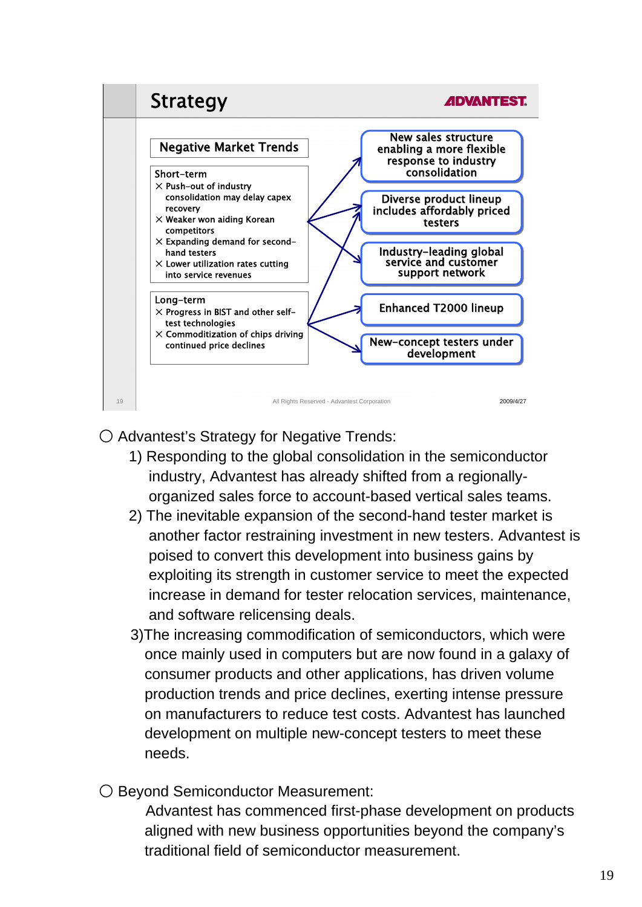## Strategy

**Negative Market Trends**

Short-term
- × Push-out of industry consolidation may delay capex recovery
- × Weaker won aiding Korean competitors
- × Expanding demand for second-hand testers
- × Lower utilization rates cutting into service revenues

Long-term
- × Progress in BIST and other self-test technologies
- × Commoditization of chips driving continued price declines

Responses:
- New sales structure enabling a more flexible response to industry consolidation
- Diverse product lineup includes affordably priced testers
- Industry-leading global service and customer support network
- Enhanced T2000 lineup
- New-concept testers under development

All Rights Reserved - Advantest Corporation 2009/4/27

〇 Advantest's Strategy for Negative Trends:

1) Responding to the global consolidation in the semiconductor industry, Advantest has already shifted from a regionally-organized sales force to account-based vertical sales teams.

2) The inevitable expansion of the second-hand tester market is another factor restraining investment in new testers. Advantest is poised to convert this development into business gains by exploiting its strength in customer service to meet the expected increase in demand for tester relocation services, maintenance, and software relicensing deals.

3)The increasing commodification of semiconductors, which were once mainly used in computers but are now found in a galaxy of consumer products and other applications, has driven volume production trends and price declines, exerting intense pressure on manufacturers to reduce test costs. Advantest has launched development on multiple new-concept testers to meet these needs.

〇 Beyond Semiconductor Measurement:

Advantest has commenced first-phase development on products aligned with new business opportunities beyond the company's traditional field of semiconductor measurement.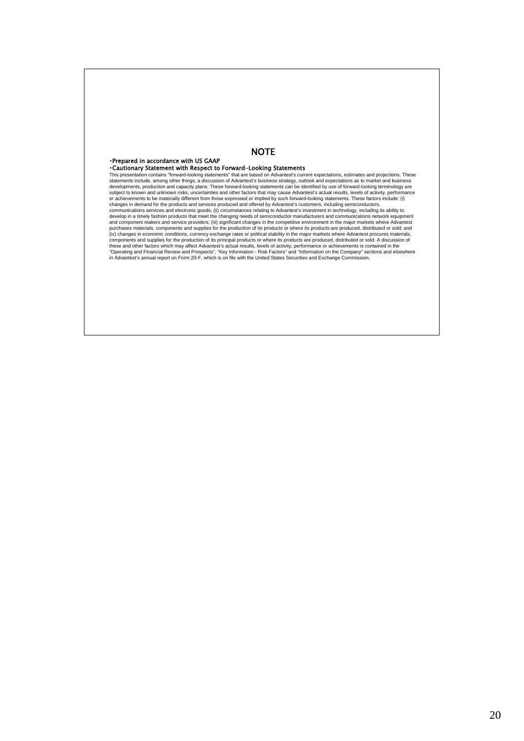# NOTE

**・Prepared in accordance with US GAAP**

**・Cautionary Statement with Respect to Forward-Looking Statements**

This presentation contains "forward-looking statements" that are based on Advantest's current expectations, estimates and projections. These statements include, among other things, a discussion of Advantest's business strategy, outlook and expectations as to market and business developments, production and capacity plans. These forward-looking statements can be identified by use of forward-looking terminology are subject to known and unknown risks, uncertainties and other factors that may cause Advantest's actual results, levels of activity, performance or achievements to be materially different from those expressed or implied by such forward-looking statements. These factors include: (i) changes in demand for the products and services produced and offered by Advantest's customers, including semiconductors, communications services and electronic goods; (ii) circumstances relating to Advantest's investment in technology, including its ability to develop in a timely fashion products that meet the changing needs of semiconductor manufacturers and communications network equipment and component makers and service providers; (iii) significant changes in the competitive environment in the major markets where Advantest purchases materials, components and supplies for the production of its products or where its products are produced, distributed or sold; and (iv) changes in economic conditions, currency exchange rates or political stability in the major markets where Advantest procures materials, components and supplies for the production of its principal products or where its products are produced, distributed or sold. A discussion of these and other factors which may affect Advantest's actual results, levels of activity, performance or achievements is contained in the "Operating and Financial Review and Prospects", "Key Information - Risk Factors" and "Information on the Company" sections and elsewhere in Advantest's annual report on Form 20-F, which is on file with the United States Securities and Exchange Commission.